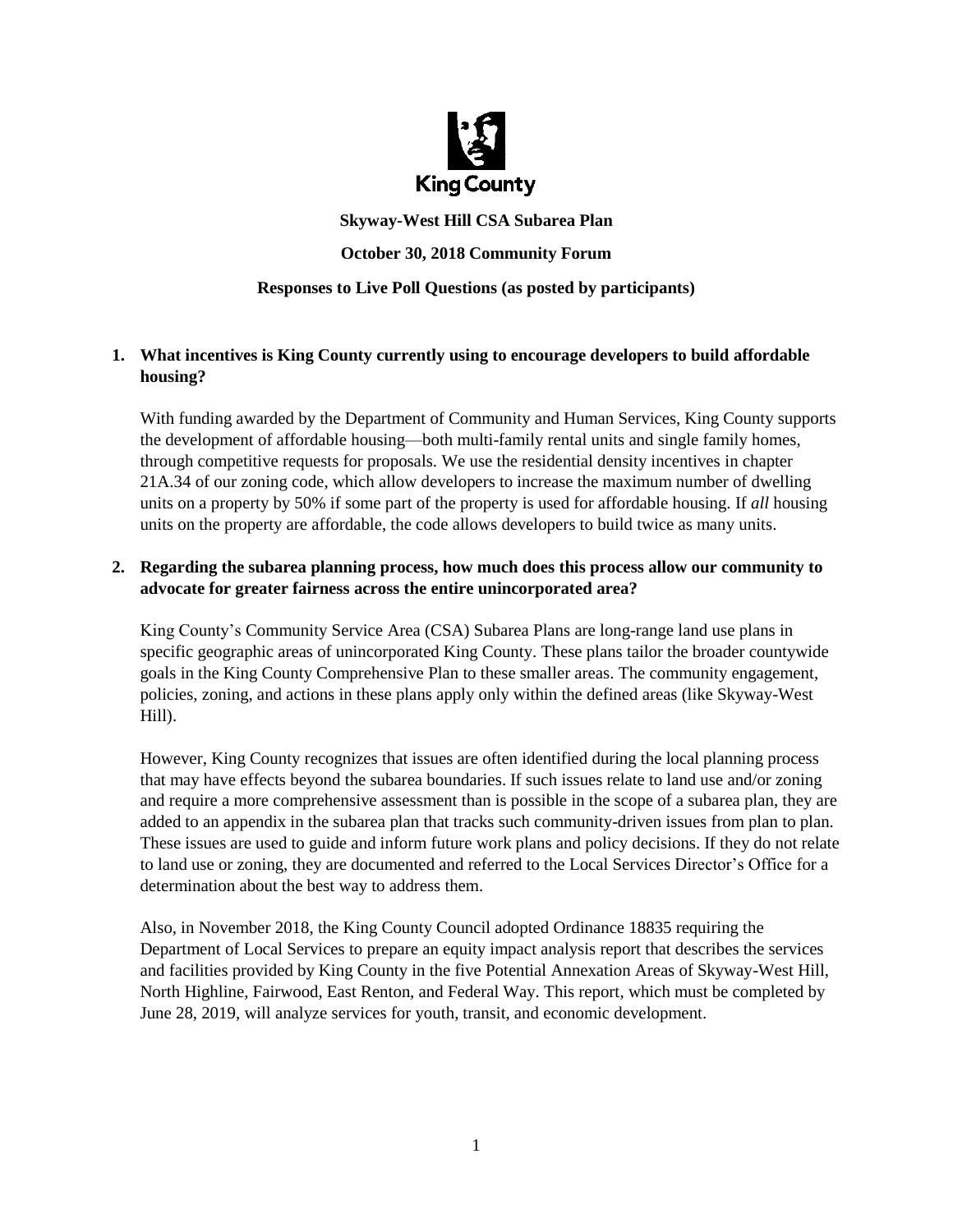King County

**Skyway-West Hill CSA Subarea Plan**

**October 30, 2018 Community Forum**

**Responses to Live Poll Questions (as posted by participants)**

1. **What incentives is King County currently using to encourage developers to build affordable housing?**

   With funding awarded by the Department of Community and Human Services, King County supports the development of affordable housing—both multi-family rental units and single family homes, through competitive requests for proposals. We use the residential density incentives in chapter 21A.34 of our zoning code, which allow developers to increase the maximum number of dwelling units on a property by 50% if some part of the property is used for affordable housing. If *all* housing units on the property are affordable, the code allows developers to build twice as many units.

2. **Regarding the subarea planning process, how much does this process allow our community to advocate for greater fairness across the entire unincorporated area?**

   King County's Community Service Area (CSA) Subarea Plans are long-range land use plans in specific geographic areas of unincorporated King County. These plans tailor the broader countywide goals in the King County Comprehensive Plan to these smaller areas. The community engagement, policies, zoning, and actions in these plans apply only within the defined areas (like Skyway-West Hill).

   However, King County recognizes that issues are often identified during the local planning process that may have effects beyond the subarea boundaries. If such issues relate to land use and/or zoning and require a more comprehensive assessment than is possible in the scope of a subarea plan, they are added to an appendix in the subarea plan that tracks such community-driven issues from plan to plan. These issues are used to guide and inform future work plans and policy decisions. If they do not relate to land use or zoning, they are documented and referred to the Local Services Director's Office for a determination about the best way to address them.

   Also, in November 2018, the King County Council adopted Ordinance 18835 requiring the Department of Local Services to prepare an equity impact analysis report that describes the services and facilities provided by King County in the five Potential Annexation Areas of Skyway-West Hill, North Highline, Fairwood, East Renton, and Federal Way. This report, which must be completed by June 28, 2019, will analyze services for youth, transit, and economic development.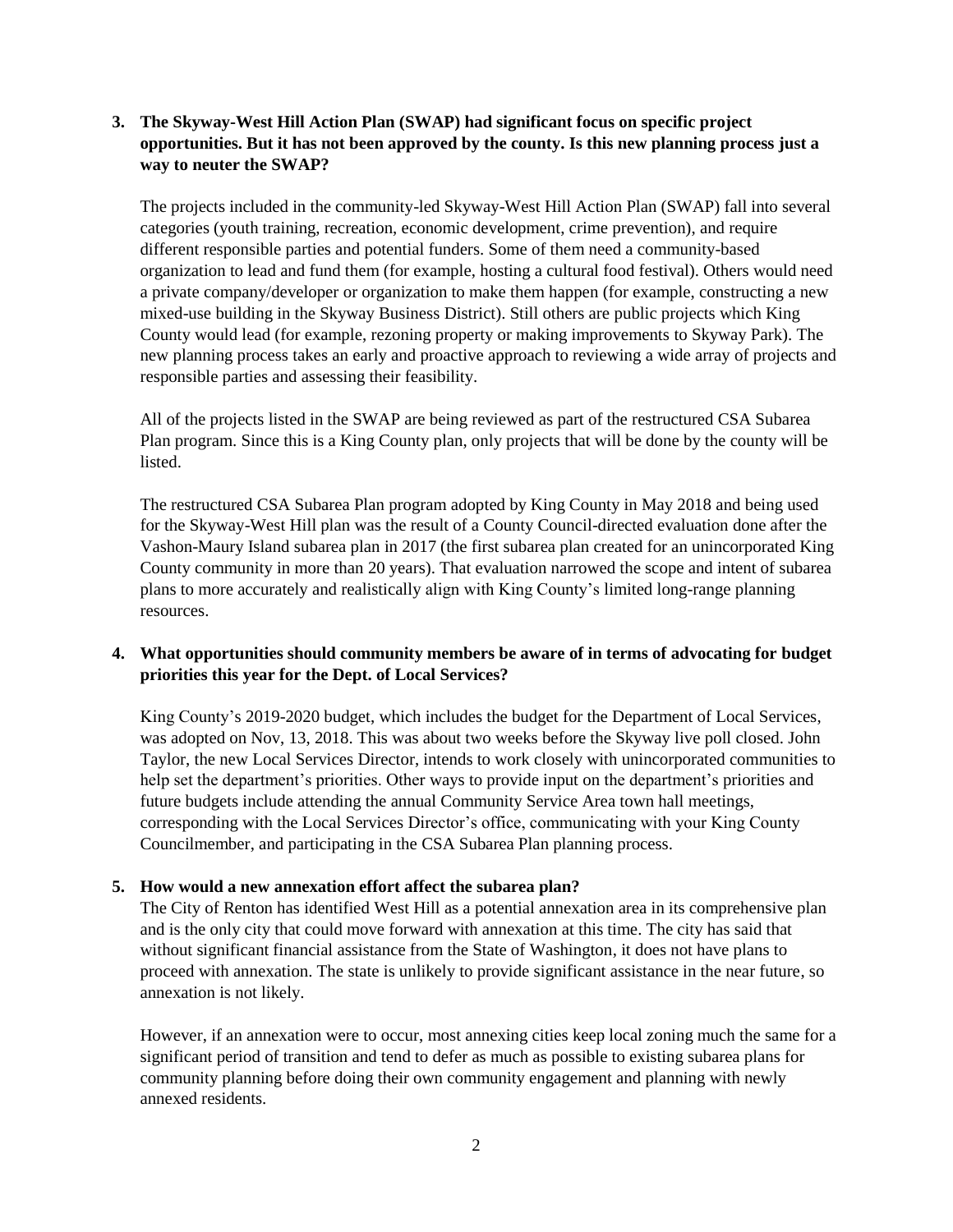**3. The Skyway-West Hill Action Plan (SWAP) had significant focus on specific project opportunities. But it has not been approved by the county. Is this new planning process just a way to neuter the SWAP?**

The projects included in the community-led Skyway-West Hill Action Plan (SWAP) fall into several categories (youth training, recreation, economic development, crime prevention), and require different responsible parties and potential funders. Some of them need a community-based organization to lead and fund them (for example, hosting a cultural food festival). Others would need a private company/developer or organization to make them happen (for example, constructing a new mixed-use building in the Skyway Business District). Still others are public projects which King County would lead (for example, rezoning property or making improvements to Skyway Park). The new planning process takes an early and proactive approach to reviewing a wide array of projects and responsible parties and assessing their feasibility.

All of the projects listed in the SWAP are being reviewed as part of the restructured CSA Subarea Plan program. Since this is a King County plan, only projects that will be done by the county will be listed.

The restructured CSA Subarea Plan program adopted by King County in May 2018 and being used for the Skyway-West Hill plan was the result of a County Council-directed evaluation done after the Vashon-Maury Island subarea plan in 2017 (the first subarea plan created for an unincorporated King County community in more than 20 years). That evaluation narrowed the scope and intent of subarea plans to more accurately and realistically align with King County's limited long-range planning resources.

**4. What opportunities should community members be aware of in terms of advocating for budget priorities this year for the Dept. of Local Services?**

King County's 2019-2020 budget, which includes the budget for the Department of Local Services, was adopted on Nov, 13, 2018. This was about two weeks before the Skyway live poll closed. John Taylor, the new Local Services Director, intends to work closely with unincorporated communities to help set the department's priorities. Other ways to provide input on the department's priorities and future budgets include attending the annual Community Service Area town hall meetings, corresponding with the Local Services Director's office, communicating with your King County Councilmember, and participating in the CSA Subarea Plan planning process.

**5. How would a new annexation effort affect the subarea plan?**

The City of Renton has identified West Hill as a potential annexation area in its comprehensive plan and is the only city that could move forward with annexation at this time. The city has said that without significant financial assistance from the State of Washington, it does not have plans to proceed with annexation. The state is unlikely to provide significant assistance in the near future, so annexation is not likely.

However, if an annexation were to occur, most annexing cities keep local zoning much the same for a significant period of transition and tend to defer as much as possible to existing subarea plans for community planning before doing their own community engagement and planning with newly annexed residents.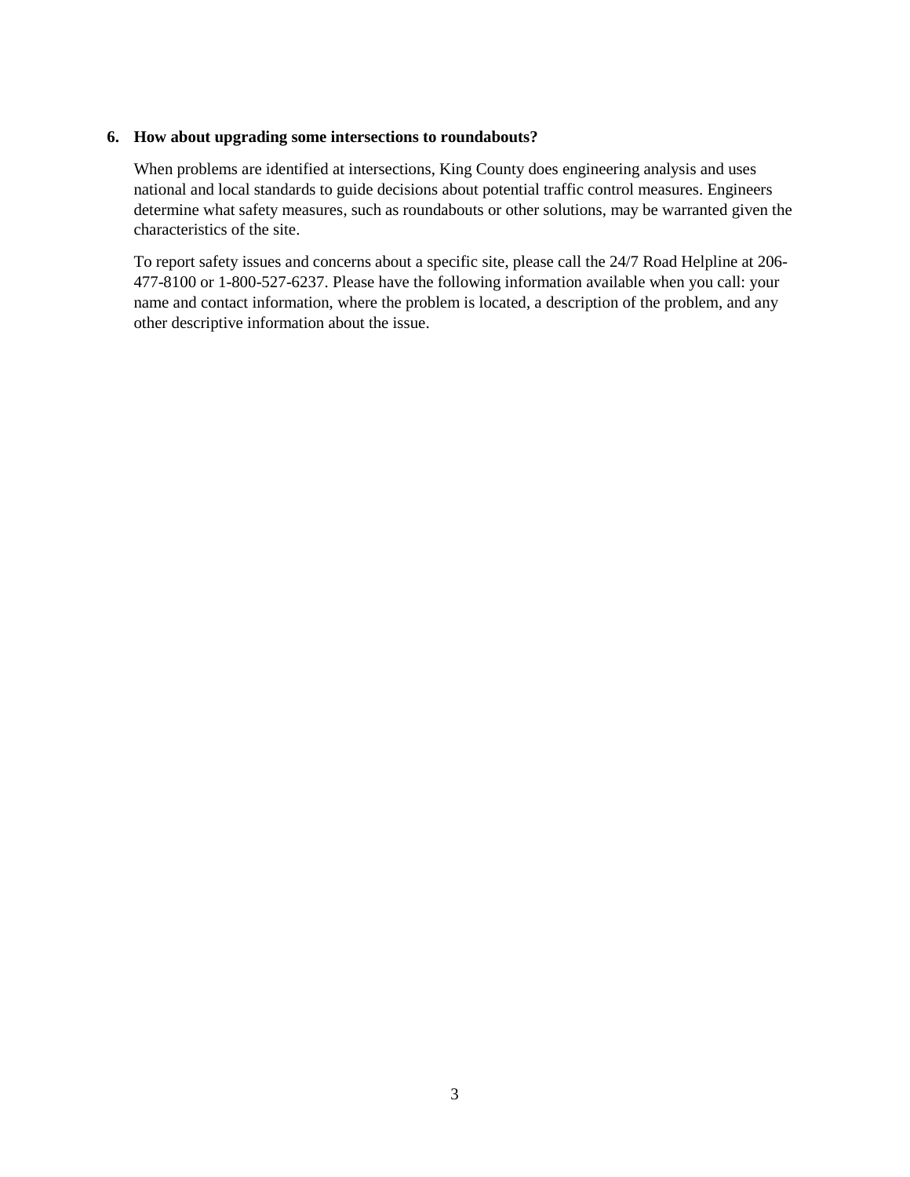**6. How about upgrading some intersections to roundabouts?**

When problems are identified at intersections, King County does engineering analysis and uses national and local standards to guide decisions about potential traffic control measures. Engineers determine what safety measures, such as roundabouts or other solutions, may be warranted given the characteristics of the site.

To report safety issues and concerns about a specific site, please call the 24/7 Road Helpline at 206-477-8100 or 1-800-527-6237. Please have the following information available when you call: your name and contact information, where the problem is located, a description of the problem, and any other descriptive information about the issue.